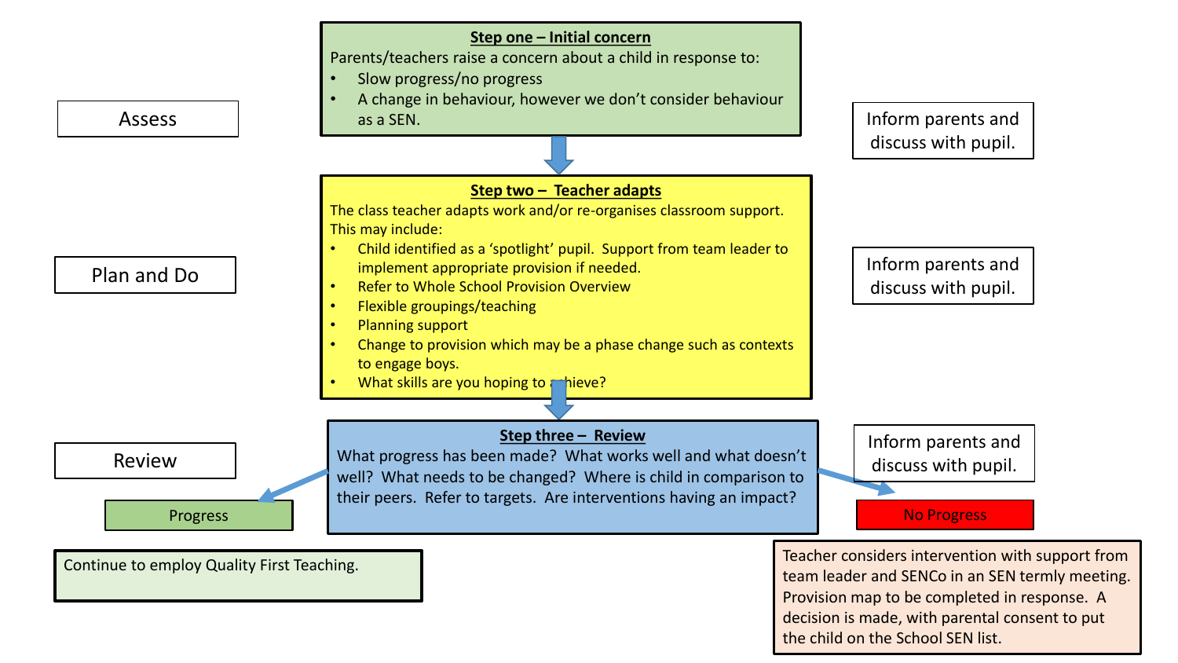**Assess**

### Step one – Initial concern

Parents/teachers raise a concern about a child in response to:

- Slow progress/no progress
- A change in behaviour, however we don't consider behaviour as a SEN.

Inform parents and discuss with pupil.

**Plan and Do**

### Step two – Teacher adapts

The class teacher adapts work and/or re-organises classroom support. This may include:

- Child identified as a 'spotlight' pupil. Support from team leader to implement appropriate provision if needed.
- Refer to Whole School Provision Overview
- Flexible groupings/teaching
- Planning support
- Change to provision which may be a phase change such as contexts to engage boys.
- What skills are you hoping to achieve?

Inform parents and discuss with pupil.

**Review**

### Step three – Review

What progress has been made? What works well and what doesn't well? What needs to be changed? Where is child in comparison to their peers. Refer to targets. Are interventions having an impact?

Inform parents and discuss with pupil.

**Progress**

Continue to employ Quality First Teaching.

**No Progress**

Teacher considers intervention with support from team leader and SENCo in an SEN termly meeting. Provision map to be completed in response. A decision is made, with parental consent to put the child on the School SEN list.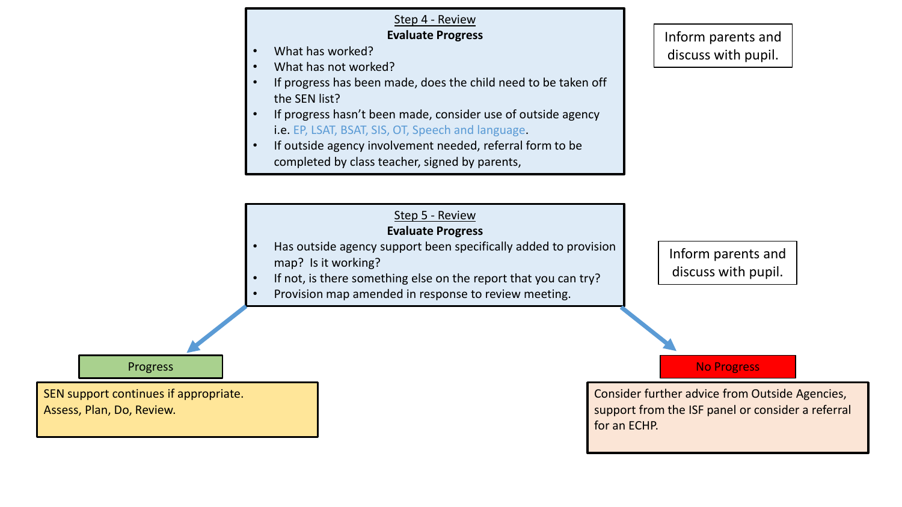**Step 4 - Review**

**Evaluate Progress**

- What has worked?
- What has not worked?
- If progress has been made, does the child need to be taken off the SEN list?
- If progress hasn't been made, consider use of outside agency i.e. EP, LSAT, BSAT, SIS, OT, Speech and language.
- If outside agency involvement needed, referral form to be completed by class teacher, signed by parents,

Inform parents and discuss with pupil.

**Step 5 - Review**

**Evaluate Progress**

- Has outside agency support been specifically added to provision map? Is it working?
- If not, is there something else on the report that you can try?
- Provision map amended in response to review meeting.

Inform parents and discuss with pupil.

**Progress**

SEN support continues if appropriate.
Assess, Plan, Do, Review.

**No Progress**

Consider further advice from Outside Agencies, support from the ISF panel or consider a referral for an ECHP.